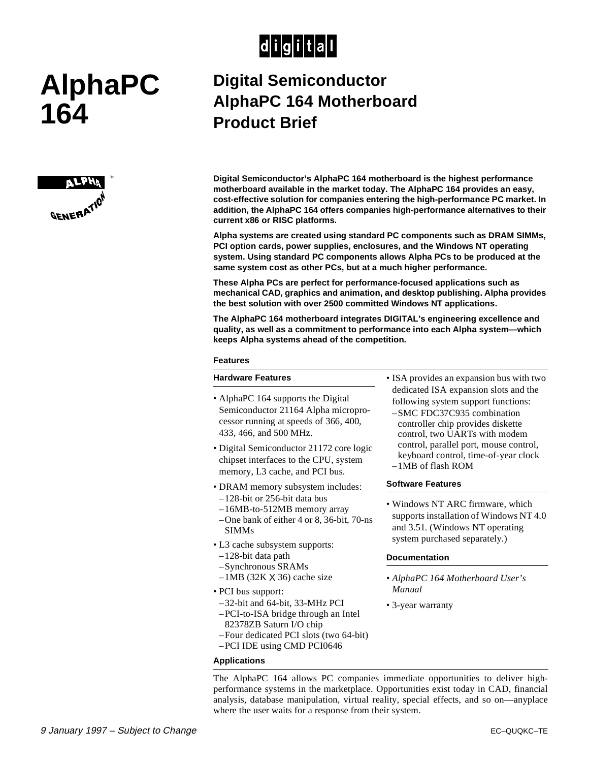digital

# AlphaPC 164

## Digital Semiconductor AlphaPC 164 Motherboard Product Brief

ALPHA GENERATION™

**Digital Semiconductor's AlphaPC 164 motherboard is the highest performance motherboard available in the market today. The AlphaPC 164 provides an easy, cost-effective solution for companies entering the high-performance PC market. In addition, the AlphaPC 164 offers companies high-performance alternatives to their current x86 or RISC platforms.**

**Alpha systems are created using standard PC components such as DRAM SIMMs, PCI option cards, power supplies, enclosures, and the Windows NT operating system. Using standard PC components allows Alpha PCs to be produced at the same system cost as other PCs, but at a much higher performance.**

**These Alpha PCs are perfect for performance-focused applications such as mechanical CAD, graphics and animation, and desktop publishing. Alpha provides the best solution with over 2500 committed Windows NT applications.**

**The AlphaPC 164 motherboard integrates DIGITAL's engineering excellence and quality, as well as a commitment to performance into each Alpha system—which keeps Alpha systems ahead of the competition.**

### Features

#### Hardware Features

- AlphaPC 164 supports the Digital Semiconductor 21164 Alpha microprocessor running at speeds of 366, 400, 433, 466, and 500 MHz.
- Digital Semiconductor 21172 core logic chipset interfaces to the CPU, system memory, L3 cache, and PCI bus.
- DRAM memory subsystem includes:
  - 128-bit or 256-bit data bus
  - 16MB-to-512MB memory array
  - One bank of either 4 or 8, 36-bit, 70-ns SIMMs
- L3 cache subsystem supports:
  - 128-bit data path
  - Synchronous SRAMs
  - 1MB (32K X 36) cache size
- PCI bus support:
  - 32-bit and 64-bit, 33-MHz PCI
  - PCI-to-ISA bridge through an Intel 82378ZB Saturn I/O chip
  - Four dedicated PCI slots (two 64-bit)
  - PCI IDE using CMD PCI0646
- ISA provides an expansion bus with two dedicated ISA expansion slots and the following system support functions:
  - SMC FDC37C935 combination controller chip provides diskette control, two UARTs with modem control, parallel port, mouse control, keyboard control, time-of-year clock
  - 1MB of flash ROM

#### Software Features

- Windows NT ARC firmware, which supports installation of Windows NT 4.0 and 3.51. (Windows NT operating system purchased separately.)

#### Documentation

- *AlphaPC 164 Motherboard User's Manual*
- 3-year warranty

### Applications

The AlphaPC 164 allows PC companies immediate opportunities to deliver high-performance systems in the marketplace. Opportunities exist today in CAD, financial analysis, database manipulation, virtual reality, special effects, and so on—anyplace where the user waits for a response from their system.

*9 January 1997 – Subject to Change*

EC–QUQKC–TE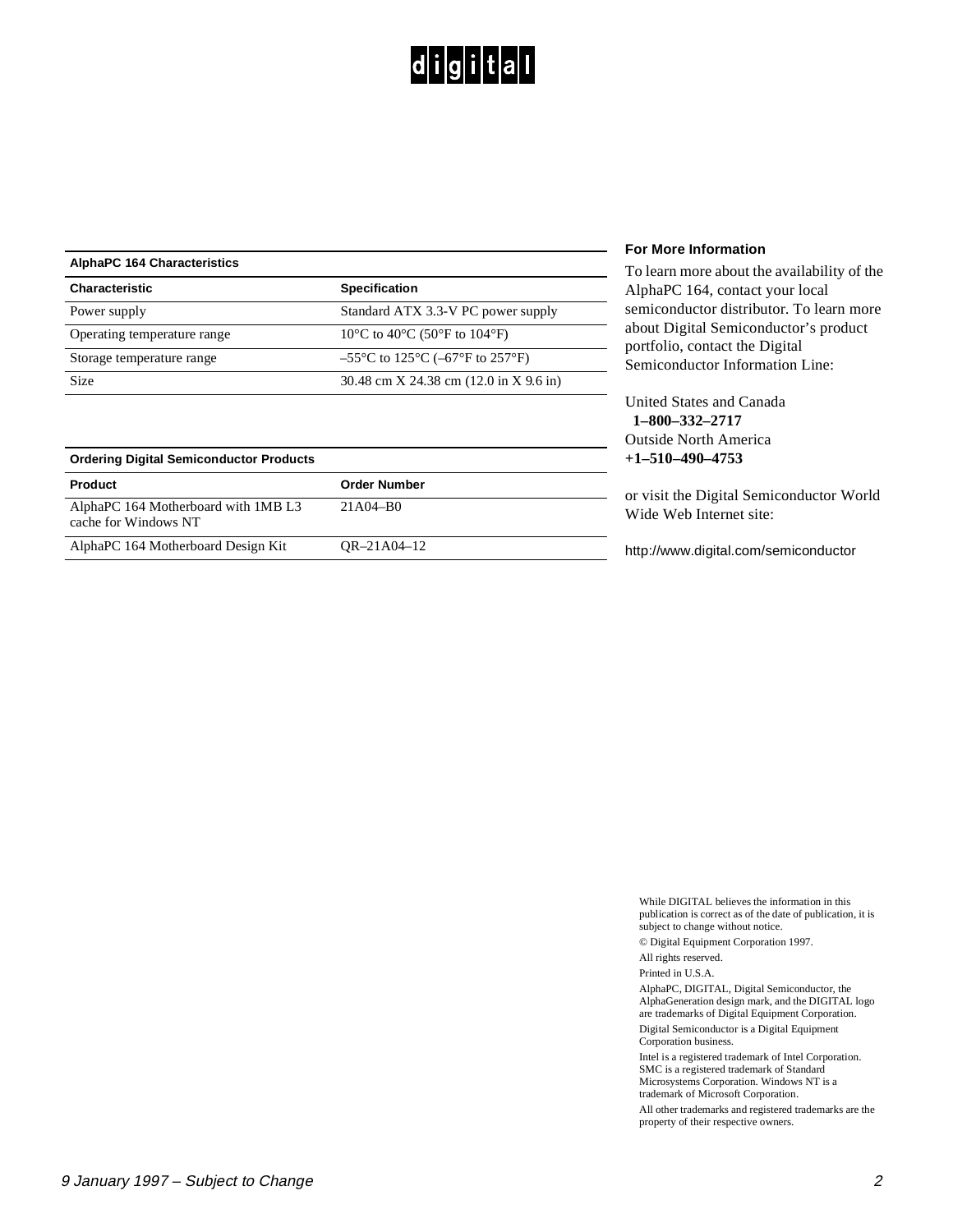**AlphaPC 164 Characteristics**

| Characteristic | Specification |
| --- | --- |
| Power supply | Standard ATX 3.3-V PC power supply |
| Operating temperature range | 10°C to 40°C (50°F to 104°F) |
| Storage temperature range | –55°C to 125°C (–67°F to 257°F) |
| Size | 30.48 cm X 24.38 cm (12.0 in X 9.6 in) |

**Ordering Digital Semiconductor Products**

| Product | Order Number |
| --- | --- |
| AlphaPC 164 Motherboard with 1MB L3 cache for Windows NT | 21A04–B0 |
| AlphaPC 164 Motherboard Design Kit | QR–21A04–12 |

**For More Information**

To learn more about the availability of the AlphaPC 164, contact your local semiconductor distributor. To learn more about Digital Semiconductor's product portfolio, contact the Digital Semiconductor Information Line:

United States and Canada
**1–800–332–2717**
Outside North America
**+1–510–490–4753**

or visit the Digital Semiconductor World Wide Web Internet site:

http://www.digital.com/semiconductor

While DIGITAL believes the information in this publication is correct as of the date of publication, it is subject to change without notice.

© Digital Equipment Corporation 1997.

All rights reserved.

Printed in U.S.A.

AlphaPC, DIGITAL, Digital Semiconductor, the AlphaGeneration design mark, and the DIGITAL logo are trademarks of Digital Equipment Corporation.

Digital Semiconductor is a Digital Equipment Corporation business.

Intel is a registered trademark of Intel Corporation. SMC is a registered trademark of Standard Microsystems Corporation. Windows NT is a trademark of Microsoft Corporation.

All other trademarks and registered trademarks are the property of their respective owners.

*9 January 1997 – Subject to Change*